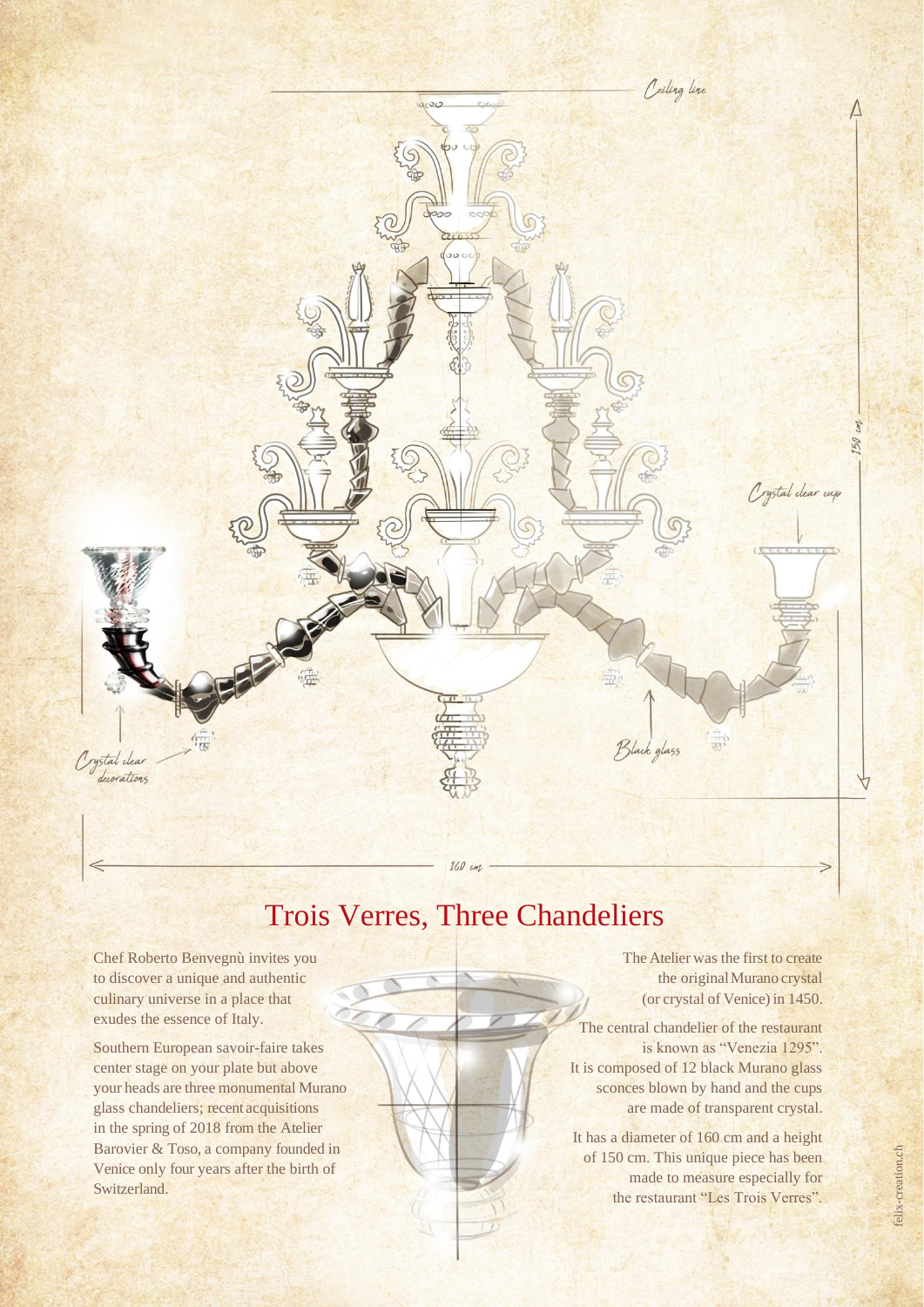# Trois Verres, Three Chandeliers

Chef Roberto Benvegnù invites you to discover a unique and authentic culinary universe in a place that exudes the essence of Italy.

Southern European savoir-faire takes center stage on your plate but above your heads are three monumental Murano glass chandeliers; recent acquisitions in the spring of 2018 from the Atelier Barovier & Toso, a company founded in Venice only four years after the birth of Switzerland.

The Atelier was the first to create the original Murano crystal (or crystal of Venice) in 1450.

The central chandelier of the restaurant is known as "Venezia 1295". It is composed of 12 black Murano glass sconces blown by hand and the cups are made of transparent crystal.

It has a diameter of 160 cm and a height of 150 cm. This unique piece has been made to measure especially for the restaurant "Les Trois Verres".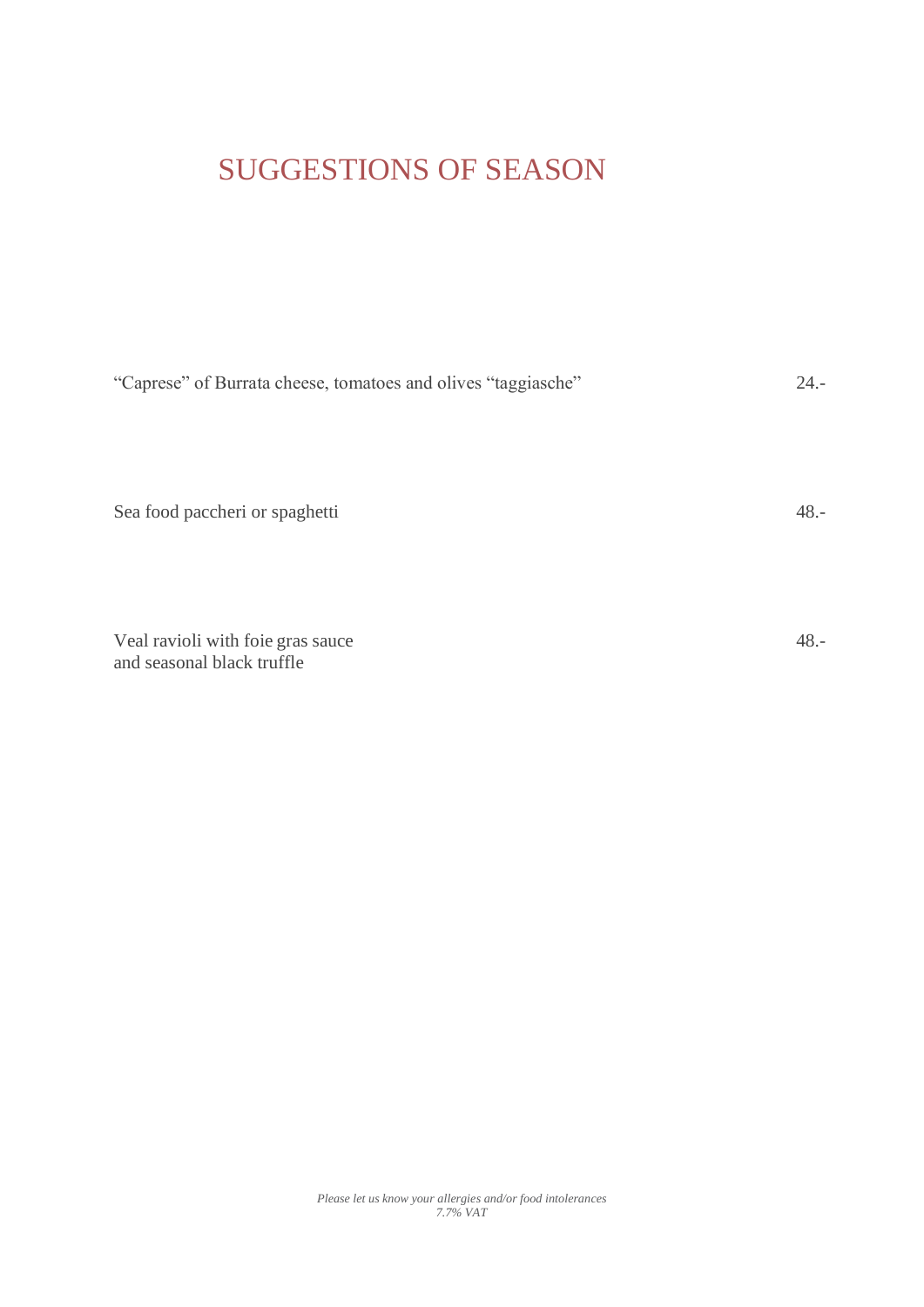# SUGGESTIONS OF SEASON

| | |
|---|---|
| "Caprese" of Burrata cheese, tomatoes and olives "taggiasche" | 24.- |
| Sea food paccheri or spaghetti | 48.- |
| Veal ravioli with foie gras sauce and seasonal black truffle | 48.- |

*Please let us know your allergies and/or food intolerances*
*7.7% VAT*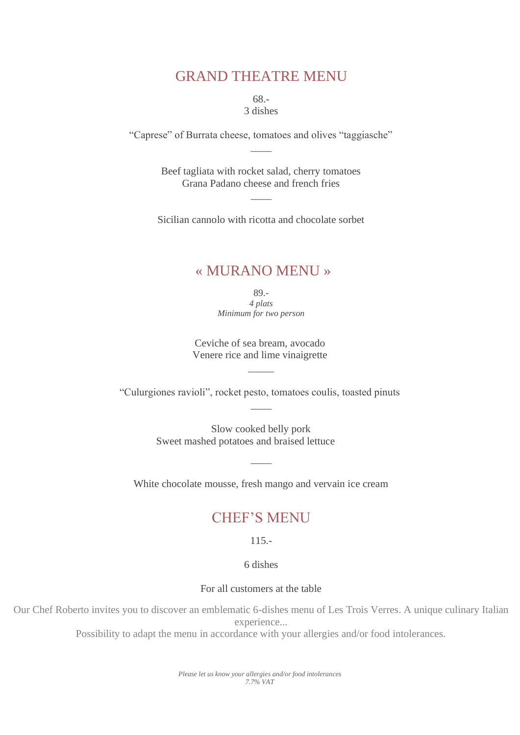## GRAND THEATRE MENU

68.-
3 dishes

“Caprese” of Burrata cheese, tomatoes and olives “taggiasche”

——

Beef tagliata with rocket salad, cherry tomatoes
Grana Padano cheese and french fries

——

Sicilian cannolo with ricotta and chocolate sorbet

## « MURANO MENU »

89.-
*4 plats*
*Minimum for two person*

Ceviche of sea bream, avocado
Venere rice and lime vinaigrette

———

“Culurgiones ravioli”, rocket pesto, tomatoes coulis, toasted pinuts

——

Slow cooked belly pork
Sweet mashed potatoes and braised lettuce

——

White chocolate mousse, fresh mango and vervain ice cream

## CHEF’S MENU

115.-

6 dishes

For all customers at the table

Our Chef Roberto invites you to discover an emblematic 6-dishes menu of Les Trois Verres. A unique culinary Italian experience...
Possibility to adapt the menu in accordance with your allergies and/or food intolerances.

*Please let us know your allergies and/or food intolerances*
*7.7% VAT*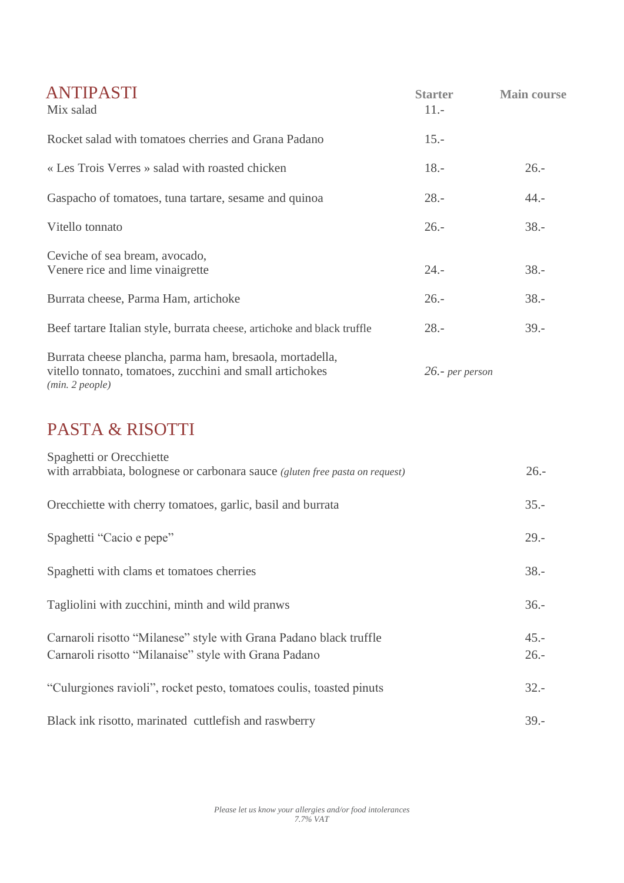## ANTIPASTI

| | Starter | Main course |
|---|---|---|
| Mix salad | 11.- | |
| Rocket salad with tomatoes cherries and Grana Padano | 15.- | |
| « Les Trois Verres » salad with roasted chicken | 18.- | 26.- |
| Gaspacho of tomatoes, tuna tartare, sesame and quinoa | 28.- | 44.- |
| Vitello tonnato | 26.- | 38.- |
| Ceviche of sea bream, avocado, Venere rice and lime vinaigrette | 24.- | 38.- |
| Burrata cheese, Parma Ham, artichoke | 26.- | 38.- |
| Beef tartare Italian style, burrata cheese, artichoke and black truffle | 28.- | 39.- |
| Burrata cheese plancha, parma ham, bresaola, mortadella, vitello tonnato, tomatoes, zucchini and small artichokes *(min. 2 people)* | *26.- per person* | |

## PASTA & RISOTTI

| | |
|---|---|
| Spaghetti or Orecchiette with arrabbiata, bolognese or carbonara sauce *(gluten free pasta on request)* | 26.- |
| Orecchiette with cherry tomatoes, garlic, basil and burrata | 35.- |
| Spaghetti "Cacio e pepe" | 29.- |
| Spaghetti with clams et tomatoes cherries | 38.- |
| Tagliolini with zucchini, minth and wild pranws | 36.- |
| Carnaroli risotto "Milanese" style with Grana Padano black truffle | 45.- |
| Carnaroli risotto "Milanaise" style with Grana Padano | 26.- |
| "Culurgiones ravioli", rocket pesto, tomatoes coulis, toasted pinuts | 32.- |
| Black ink risotto, marinated cuttlefish and raswberry | 39.- |

*Please let us know your allergies and/or food intolerances*
*7.7% VAT*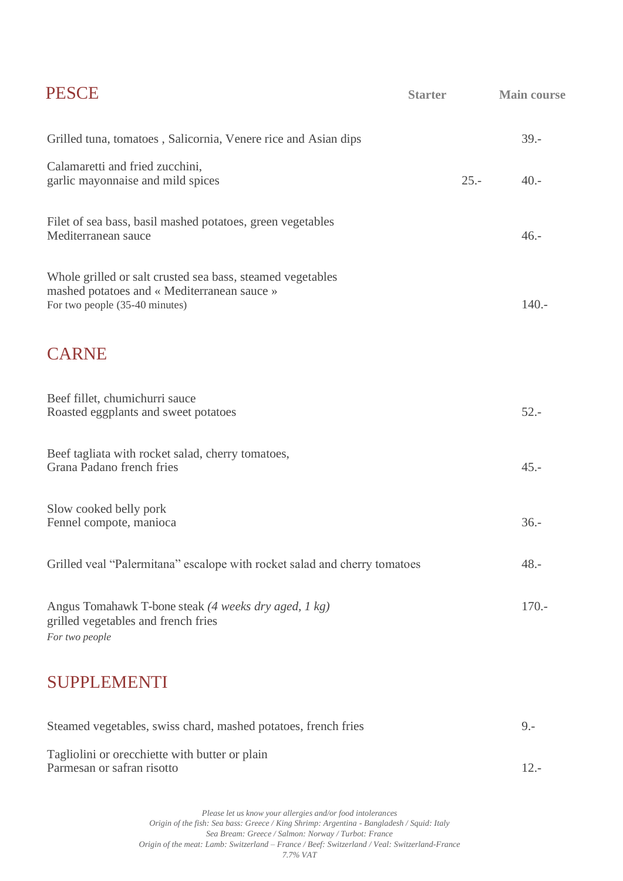## PESCE

| | Starter | Main course |
|---|---|---|
| Grilled tuna, tomatoes , Salicornia, Venere rice and Asian dips | | 39.- |
| Calamaretti and fried zucchini, garlic mayonnaise and mild spices | 25.- | 40.- |
| Filet of sea bass, basil mashed potatoes, green vegetables Mediterranean sauce | | 46.- |
| Whole grilled or salt crusted sea bass, steamed vegetables mashed potatoes and « Mediterranean sauce » For two people (35-40 minutes) | | 140.- |

## CARNE

| | |
|---|---|
| Beef fillet, chumichurri sauce Roasted eggplants and sweet potatoes | 52.- |
| Beef tagliata with rocket salad, cherry tomatoes, Grana Padano french fries | 45.- |
| Slow cooked belly pork Fennel compote, manioca | 36.- |
| Grilled veal "Palermitana" escalope with rocket salad and cherry tomatoes | 48.- |
| Angus Tomahawk T-bone steak *(4 weeks dry aged, 1 kg)* grilled vegetables and french fries *For two people* | 170.- |

## SUPPLEMENTI

| | |
|---|---|
| Steamed vegetables, swiss chard, mashed potatoes, french fries | 9.- |
| Tagliolini or orecchiette with butter or plain Parmesan or safran risotto | 12.- |

*Please let us know your allergies and/or food intolerances*
*Origin of the fish: Sea bass: Greece / King Shrimp: Argentina - Bangladesh / Squid: Italy*
*Sea Bream: Greece / Salmon: Norway / Turbot: France*
*Origin of the meat: Lamb: Switzerland – France / Beef: Switzerland / Veal: Switzerland-France*
*7.7% VAT*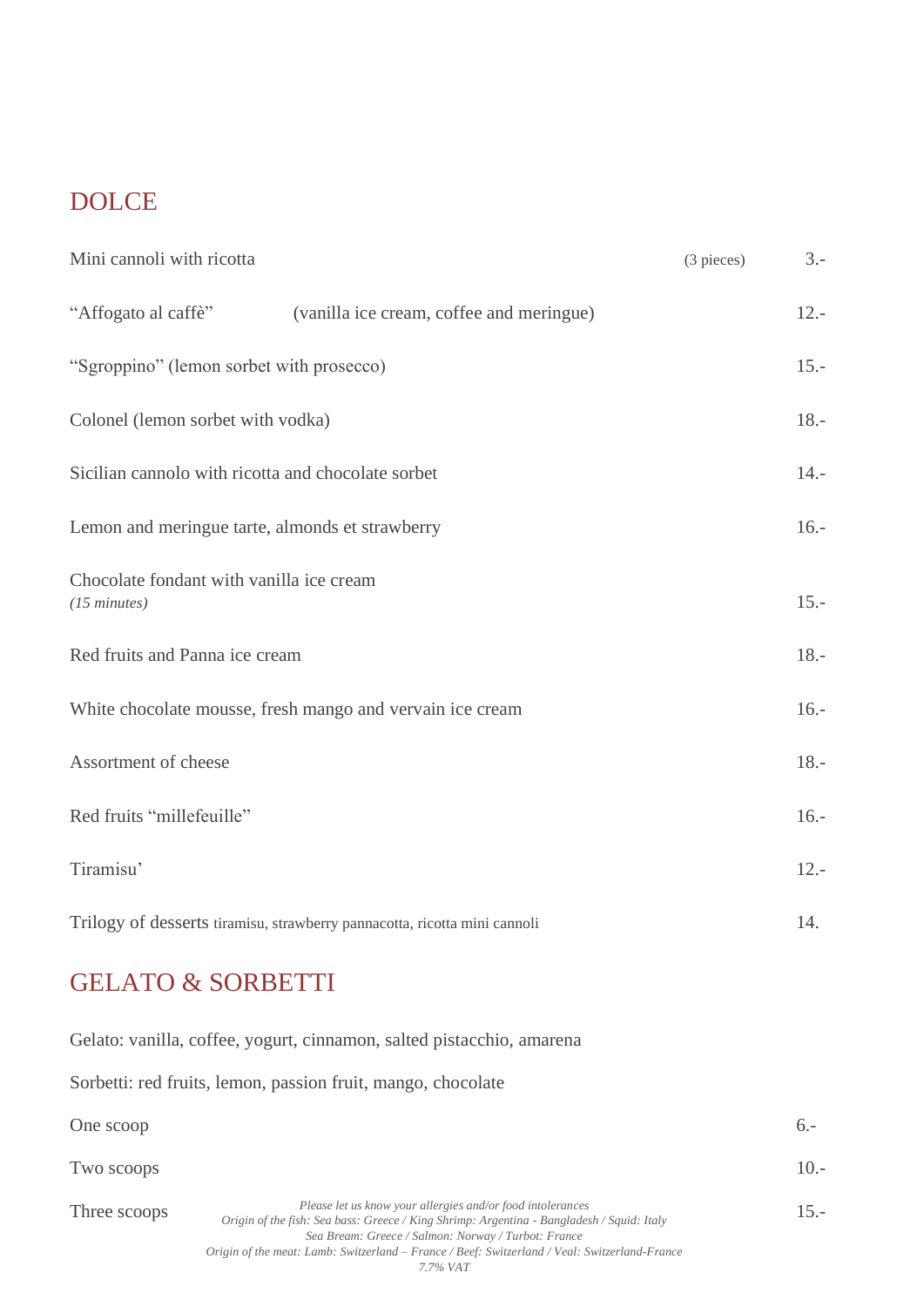## DOLCE

| | | |
|---|---|---|
| Mini cannoli with ricotta | (3 pieces) | 3.- |
| "Affogato al caffè" (vanilla ice cream, coffee and meringue) | | 12.- |
| "Sgroppino" (lemon sorbet with prosecco) | | 15.- |
| Colonel (lemon sorbet with vodka) | | 18.- |
| Sicilian cannolo with ricotta and chocolate sorbet | | 14.- |
| Lemon and meringue tarte, almonds et strawberry | | 16.- |
| Chocolate fondant with vanilla ice cream *(15 minutes)* | | 15.- |
| Red fruits and Panna ice cream | | 18.- |
| White chocolate mousse, fresh mango and vervain ice cream | | 16.- |
| Assortment of cheese | | 18.- |
| Red fruits "millefeuille" | | 16.- |
| Tiramisu' | | 12.- |
| Trilogy of desserts tiramisu, strawberry pannacotta, ricotta mini cannoli | | 14. |

## GELATO & SORBETTI

Gelato: vanilla, coffee, yogurt, cinnamon, salted pistacchio, amarena

Sorbetti: red fruits, lemon, passion fruit, mango, chocolate

| | |
|---|---|
| One scoop | 6.- |
| Two scoops | 10.- |
| Three scoops | 15.- |

*Please let us know your allergies and/or food intolerances*
*Origin of the fish: Sea bass: Greece / King Shrimp: Argentina - Bangladesh / Squid: Italy*
*Sea Bream: Greece / Salmon: Norway / Turbot: France*
*Origin of the meat: Lamb: Switzerland – France / Beef: Switzerland / Veal: Switzerland-France*
*7.7% VAT*